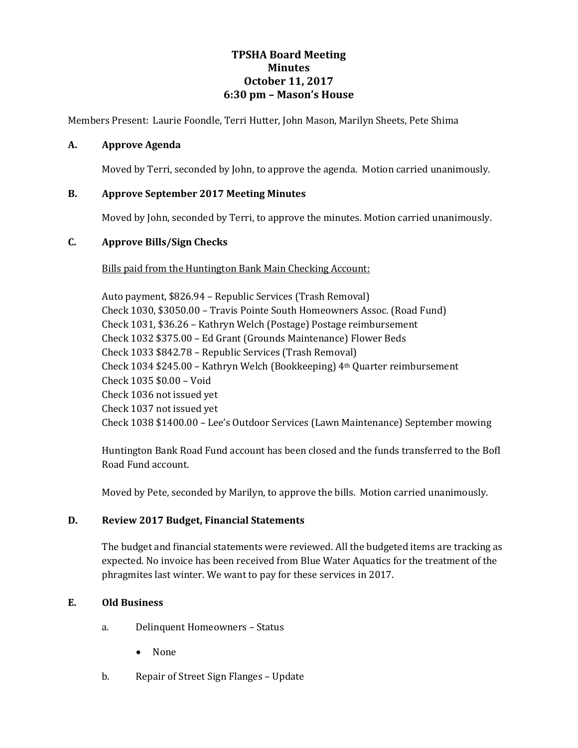# TPSHA Board Meeting
# Minutes
# October 11, 2017
# 6:30 pm – Mason's House

Members Present: Laurie Foondle, Terri Hutter, John Mason, Marilyn Sheets, Pete Shima

## A. Approve Agenda

Moved by Terri, seconded by John, to approve the agenda. Motion carried unanimously.

## B. Approve September 2017 Meeting Minutes

Moved by John, seconded by Terri, to approve the minutes. Motion carried unanimously.

## C. Approve Bills/Sign Checks

<u>Bills paid from the Huntington Bank Main Checking Account:</u>

Auto payment, $826.94 – Republic Services (Trash Removal)
Check 1030, $3050.00 – Travis Pointe South Homeowners Assoc. (Road Fund)
Check 1031, $36.26 – Kathryn Welch (Postage) Postage reimbursement
Check 1032 $375.00 – Ed Grant (Grounds Maintenance) Flower Beds
Check 1033 $842.78 – Republic Services (Trash Removal)
Check 1034 $245.00 – Kathryn Welch (Bookkeeping) 4th Quarter reimbursement
Check 1035 $0.00 – Void
Check 1036 not issued yet
Check 1037 not issued yet
Check 1038 $1400.00 – Lee's Outdoor Services (Lawn Maintenance) September mowing

Huntington Bank Road Fund account has been closed and the funds transferred to the BofI Road Fund account.

Moved by Pete, seconded by Marilyn, to approve the bills. Motion carried unanimously.

## D. Review 2017 Budget, Financial Statements

The budget and financial statements were reviewed. All the budgeted items are tracking as expected. No invoice has been received from Blue Water Aquatics for the treatment of the phragmites last winter. We want to pay for these services in 2017.

## E. Old Business

a. Delinquent Homeowners – Status

- None

b. Repair of Street Sign Flanges – Update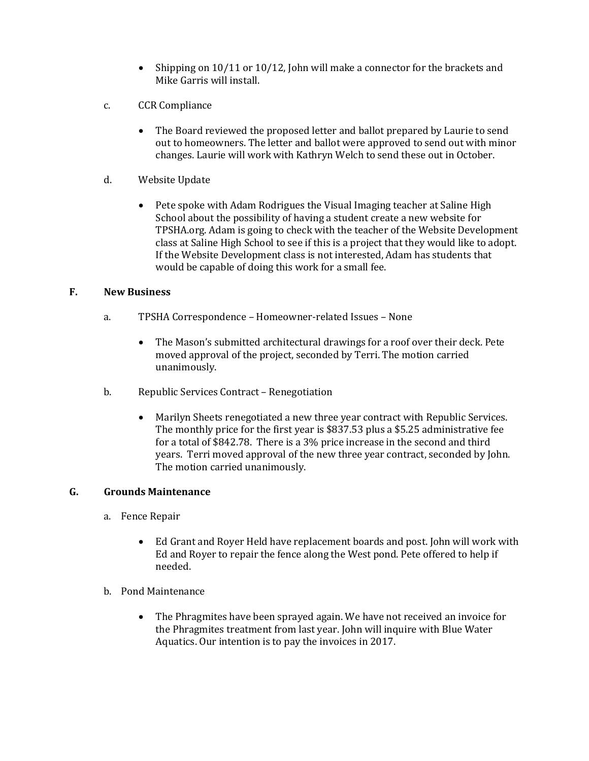- Shipping on 10/11 or 10/12, John will make a connector for the brackets and Mike Garris will install.

c. CCR Compliance

- The Board reviewed the proposed letter and ballot prepared by Laurie to send out to homeowners. The letter and ballot were approved to send out with minor changes. Laurie will work with Kathryn Welch to send these out in October.

d. Website Update

- Pete spoke with Adam Rodrigues the Visual Imaging teacher at Saline High School about the possibility of having a student create a new website for TPSHA.org. Adam is going to check with the teacher of the Website Development class at Saline High School to see if this is a project that they would like to adopt. If the Website Development class is not interested, Adam has students that would be capable of doing this work for a small fee.

**F. New Business**

a. TPSHA Correspondence – Homeowner-related Issues – None

- The Mason's submitted architectural drawings for a roof over their deck. Pete moved approval of the project, seconded by Terri. The motion carried unanimously.

b. Republic Services Contract – Renegotiation

- Marilyn Sheets renegotiated a new three year contract with Republic Services. The monthly price for the first year is $837.53 plus a $5.25 administrative fee for a total of $842.78. There is a 3% price increase in the second and third years. Terri moved approval of the new three year contract, seconded by John. The motion carried unanimously.

**G. Grounds Maintenance**

a. Fence Repair

- Ed Grant and Royer Held have replacement boards and post. John will work with Ed and Royer to repair the fence along the West pond. Pete offered to help if needed.

b. Pond Maintenance

- The Phragmites have been sprayed again. We have not received an invoice for the Phragmites treatment from last year. John will inquire with Blue Water Aquatics. Our intention is to pay the invoices in 2017.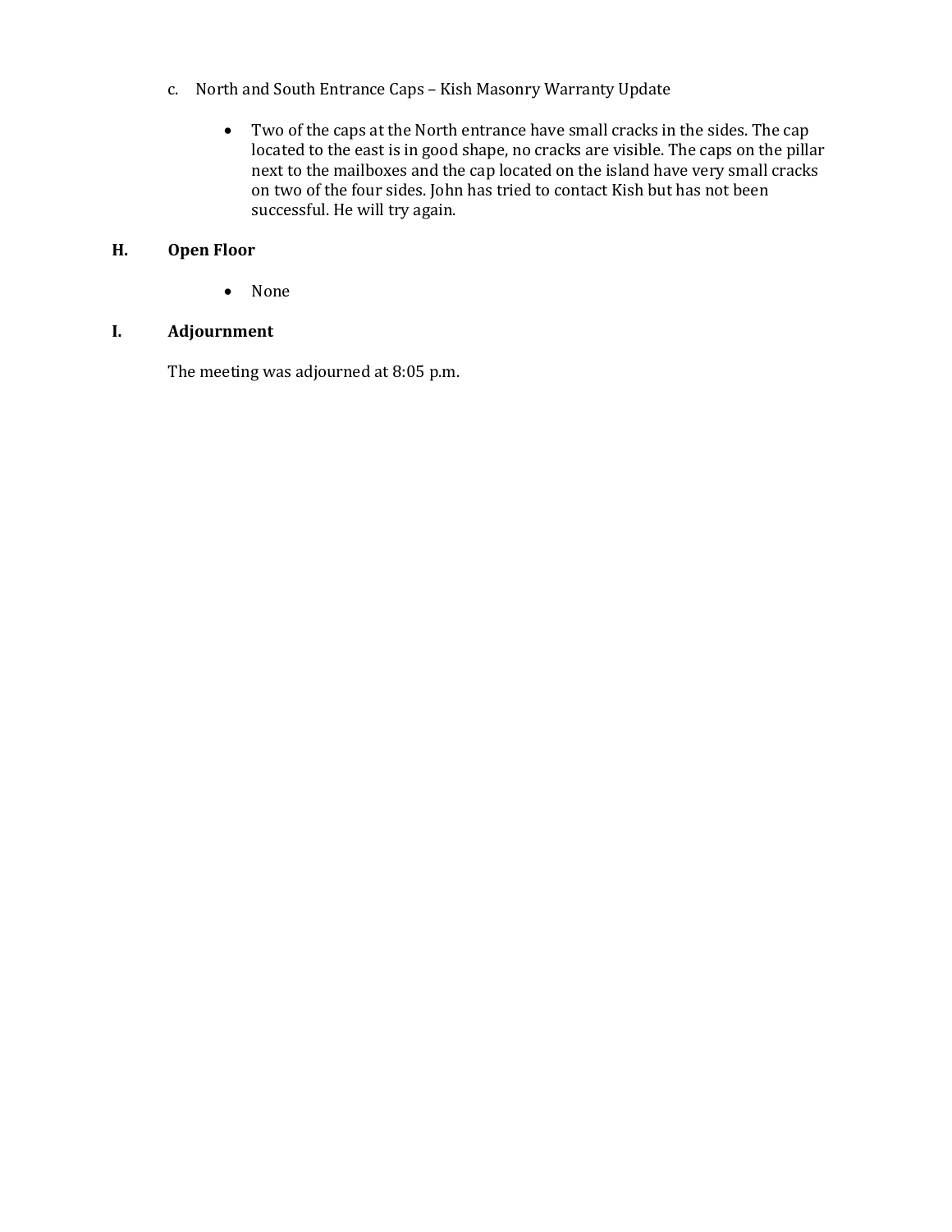c. North and South Entrance Caps – Kish Masonry Warranty Update

- Two of the caps at the North entrance have small cracks in the sides. The cap located to the east is in good shape, no cracks are visible. The caps on the pillar next to the mailboxes and the cap located on the island have very small cracks on two of the four sides. John has tried to contact Kish but has not been successful. He will try again.

## H. Open Floor

- None

## I. Adjournment

The meeting was adjourned at 8:05 p.m.